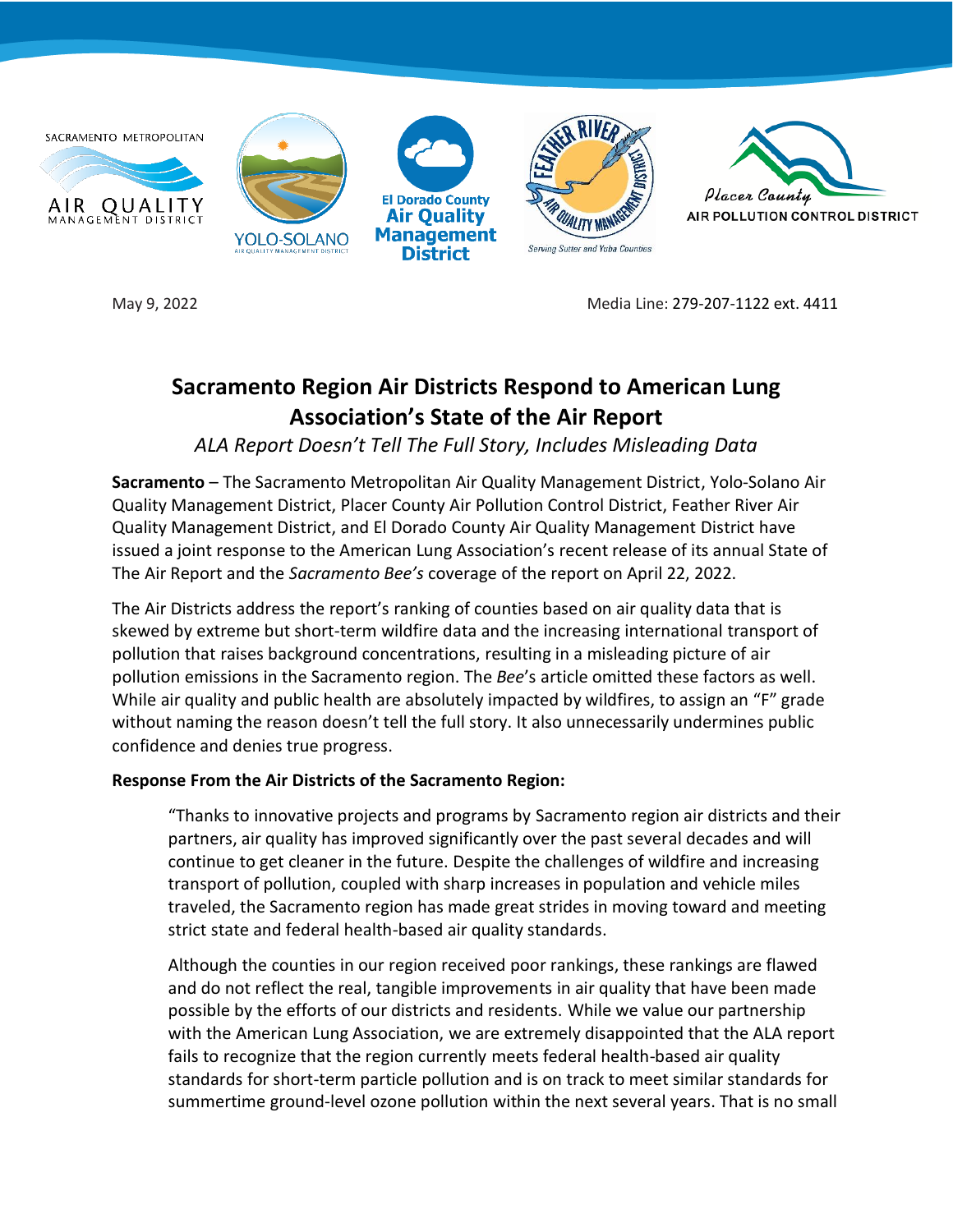SACRAMENTO METROPOLITAN AIR QUALITY MANAGEMENT DISTRICT

YOLO-SOLANO AIR QUALITY MANAGEMENT DISTRICT

El Dorado County Air Quality Management District

FEATHER RIVER AIR QUALITY MANAGEMENT DISTRICT Serving Sutter and Yuba Counties

Placer County AIR POLLUTION CONTROL DISTRICT

May 9, 2022 Media Line: 279-207-1122 ext. 4411

# Sacramento Region Air Districts Respond to American Lung Association's State of the Air Report

*ALA Report Doesn't Tell The Full Story, Includes Misleading Data*

**Sacramento** – The Sacramento Metropolitan Air Quality Management District, Yolo-Solano Air Quality Management District, Placer County Air Pollution Control District, Feather River Air Quality Management District, and El Dorado County Air Quality Management District have issued a joint response to the American Lung Association's recent release of its annual State of The Air Report and the *Sacramento Bee's* coverage of the report on April 22, 2022.

The Air Districts address the report's ranking of counties based on air quality data that is skewed by extreme but short-term wildfire data and the increasing international transport of pollution that raises background concentrations, resulting in a misleading picture of air pollution emissions in the Sacramento region. The *Bee*'s article omitted these factors as well. While air quality and public health are absolutely impacted by wildfires, to assign an "F" grade without naming the reason doesn't tell the full story. It also unnecessarily undermines public confidence and denies true progress.

**Response From the Air Districts of the Sacramento Region:**

> "Thanks to innovative projects and programs by Sacramento region air districts and their partners, air quality has improved significantly over the past several decades and will continue to get cleaner in the future. Despite the challenges of wildfire and increasing transport of pollution, coupled with sharp increases in population and vehicle miles traveled, the Sacramento region has made great strides in moving toward and meeting strict state and federal health-based air quality standards.
>
> Although the counties in our region received poor rankings, these rankings are flawed and do not reflect the real, tangible improvements in air quality that have been made possible by the efforts of our districts and residents. While we value our partnership with the American Lung Association, we are extremely disappointed that the ALA report fails to recognize that the region currently meets federal health-based air quality standards for short-term particle pollution and is on track to meet similar standards for summertime ground-level ozone pollution within the next several years. That is no small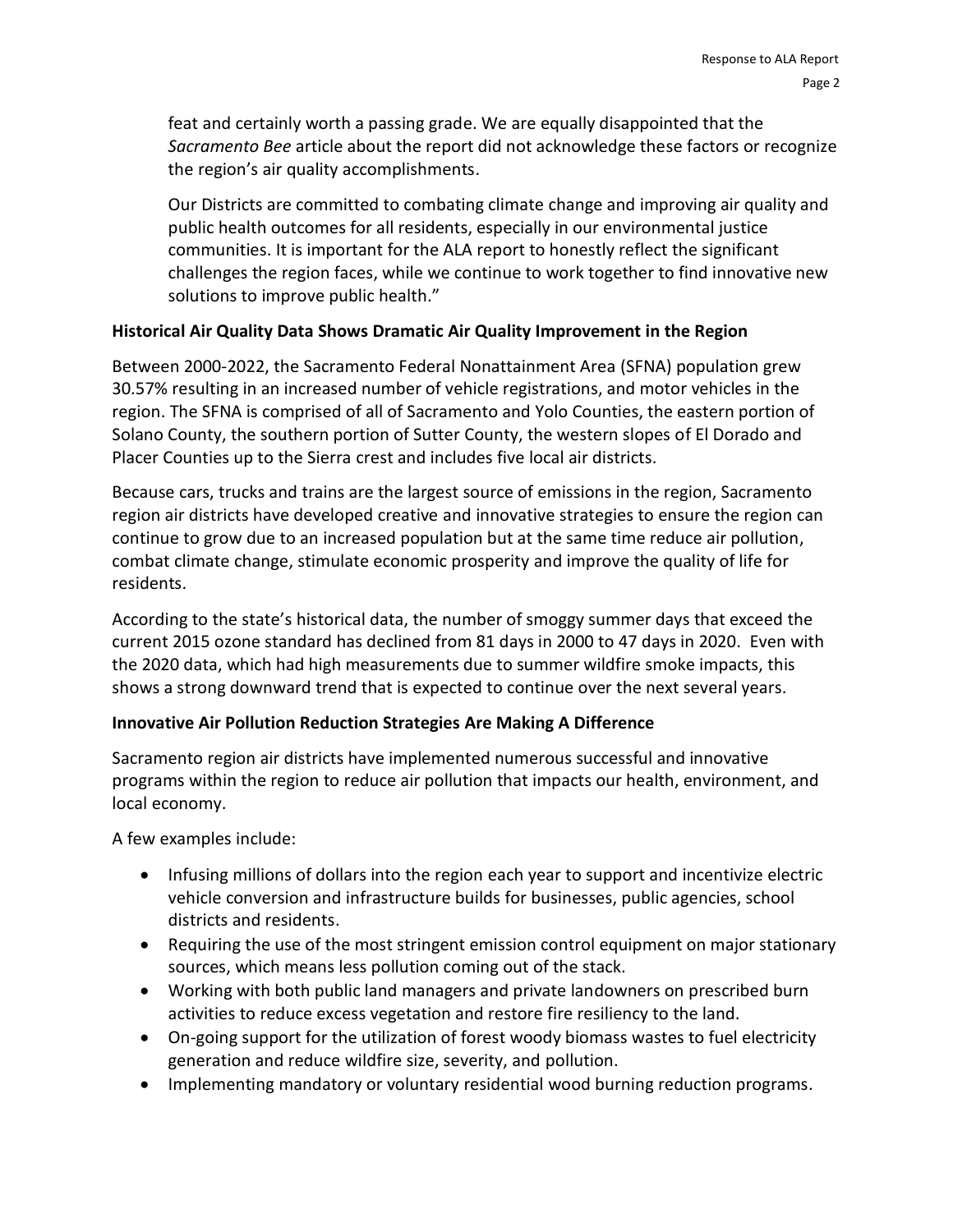feat and certainly worth a passing grade. We are equally disappointed that the *Sacramento Bee* article about the report did not acknowledge these factors or recognize the region's air quality accomplishments.

Our Districts are committed to combating climate change and improving air quality and public health outcomes for all residents, especially in our environmental justice communities. It is important for the ALA report to honestly reflect the significant challenges the region faces, while we continue to work together to find innovative new solutions to improve public health."

**Historical Air Quality Data Shows Dramatic Air Quality Improvement in the Region**

Between 2000-2022, the Sacramento Federal Nonattainment Area (SFNA) population grew 30.57% resulting in an increased number of vehicle registrations, and motor vehicles in the region. The SFNA is comprised of all of Sacramento and Yolo Counties, the eastern portion of Solano County, the southern portion of Sutter County, the western slopes of El Dorado and Placer Counties up to the Sierra crest and includes five local air districts.

Because cars, trucks and trains are the largest source of emissions in the region, Sacramento region air districts have developed creative and innovative strategies to ensure the region can continue to grow due to an increased population but at the same time reduce air pollution, combat climate change, stimulate economic prosperity and improve the quality of life for residents.

According to the state's historical data, the number of smoggy summer days that exceed the current 2015 ozone standard has declined from 81 days in 2000 to 47 days in 2020. Even with the 2020 data, which had high measurements due to summer wildfire smoke impacts, this shows a strong downward trend that is expected to continue over the next several years.

**Innovative Air Pollution Reduction Strategies Are Making A Difference**

Sacramento region air districts have implemented numerous successful and innovative programs within the region to reduce air pollution that impacts our health, environment, and local economy.

A few examples include:

- Infusing millions of dollars into the region each year to support and incentivize electric vehicle conversion and infrastructure builds for businesses, public agencies, school districts and residents.
- Requiring the use of the most stringent emission control equipment on major stationary sources, which means less pollution coming out of the stack.
- Working with both public land managers and private landowners on prescribed burn activities to reduce excess vegetation and restore fire resiliency to the land.
- On-going support for the utilization of forest woody biomass wastes to fuel electricity generation and reduce wildfire size, severity, and pollution.
- Implementing mandatory or voluntary residential wood burning reduction programs.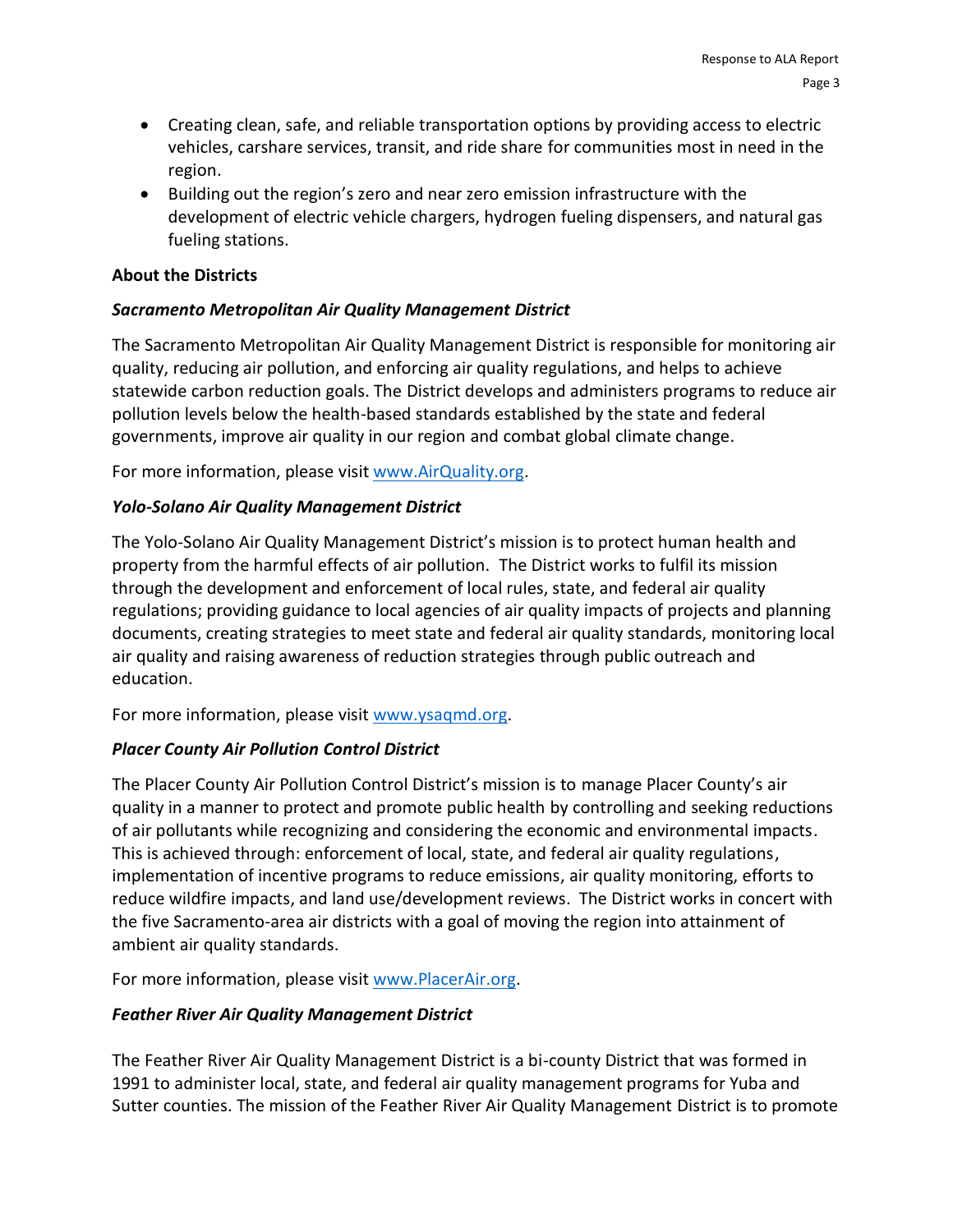- Creating clean, safe, and reliable transportation options by providing access to electric vehicles, carshare services, transit, and ride share for communities most in need in the region.
- Building out the region's zero and near zero emission infrastructure with the development of electric vehicle chargers, hydrogen fueling dispensers, and natural gas fueling stations.

**About the Districts**

***Sacramento Metropolitan Air Quality Management District***

The Sacramento Metropolitan Air Quality Management District is responsible for monitoring air quality, reducing air pollution, and enforcing air quality regulations, and helps to achieve statewide carbon reduction goals. The District develops and administers programs to reduce air pollution levels below the health-based standards established by the state and federal governments, improve air quality in our region and combat global climate change.

For more information, please visit [www.AirQuality.org](http://www.AirQuality.org).

***Yolo-Solano Air Quality Management District***

The Yolo-Solano Air Quality Management District's mission is to protect human health and property from the harmful effects of air pollution. The District works to fulfil its mission through the development and enforcement of local rules, state, and federal air quality regulations; providing guidance to local agencies of air quality impacts of projects and planning documents, creating strategies to meet state and federal air quality standards, monitoring local air quality and raising awareness of reduction strategies through public outreach and education.

For more information, please visit [www.ysaqmd.org](http://www.ysaqmd.org).

***Placer County Air Pollution Control District***

The Placer County Air Pollution Control District's mission is to manage Placer County's air quality in a manner to protect and promote public health by controlling and seeking reductions of air pollutants while recognizing and considering the economic and environmental impacts. This is achieved through: enforcement of local, state, and federal air quality regulations, implementation of incentive programs to reduce emissions, air quality monitoring, efforts to reduce wildfire impacts, and land use/development reviews. The District works in concert with the five Sacramento-area air districts with a goal of moving the region into attainment of ambient air quality standards.

For more information, please visit [www.PlacerAir.org](http://www.PlacerAir.org).

***Feather River Air Quality Management District***

The Feather River Air Quality Management District is a bi-county District that was formed in 1991 to administer local, state, and federal air quality management programs for Yuba and Sutter counties. The mission of the Feather River Air Quality Management District is to promote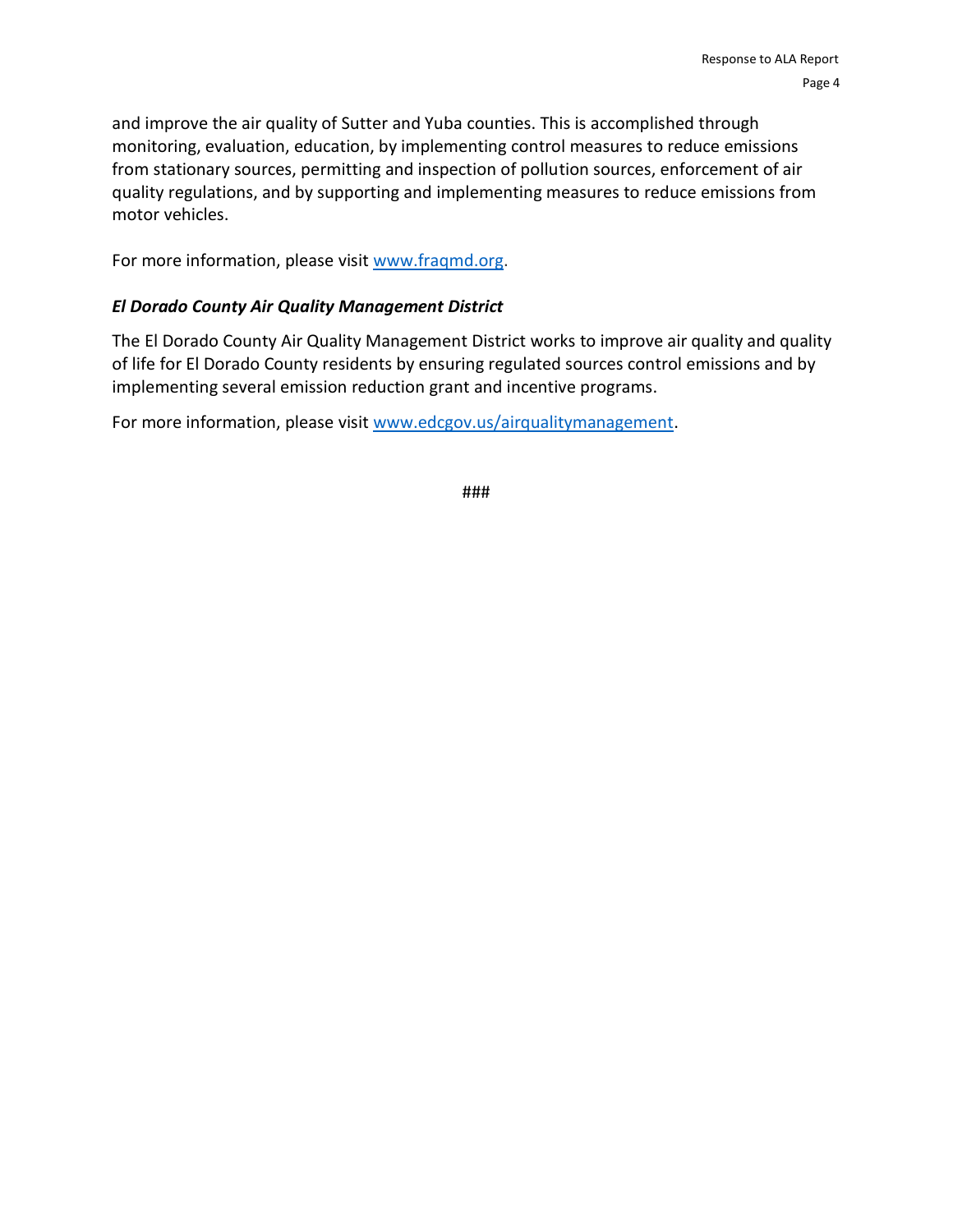and improve the air quality of Sutter and Yuba counties. This is accomplished through monitoring, evaluation, education, by implementing control measures to reduce emissions from stationary sources, permitting and inspection of pollution sources, enforcement of air quality regulations, and by supporting and implementing measures to reduce emissions from motor vehicles.

For more information, please visit [www.fraqmd.org](http://www.fraqmd.org).

***El Dorado County Air Quality Management District***

The El Dorado County Air Quality Management District works to improve air quality and quality of life for El Dorado County residents by ensuring regulated sources control emissions and by implementing several emission reduction grant and incentive programs.

For more information, please visit [www.edcgov.us/airqualitymanagement](http://www.edcgov.us/airqualitymanagement).

###